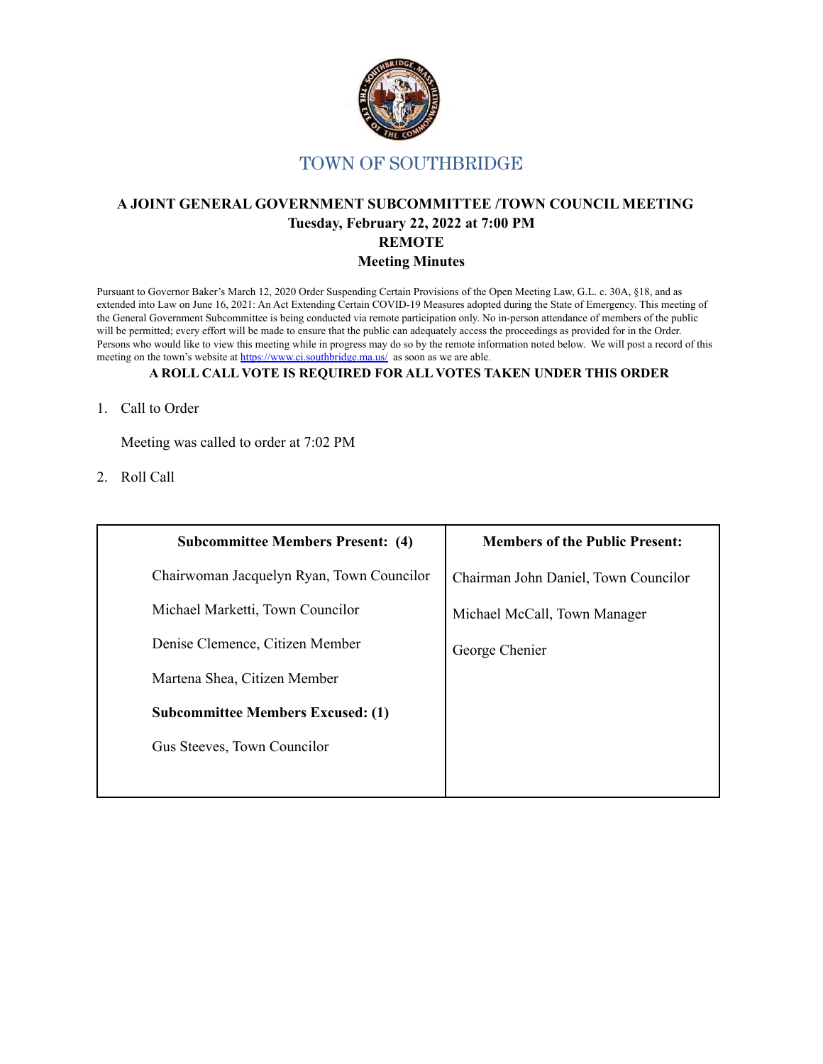# TOWN OF SOUTHBRIDGE

**A JOINT GENERAL GOVERNMENT SUBCOMMITTEE /TOWN COUNCIL MEETING**
**Tuesday, February 22, 2022 at 7:00 PM**
**REMOTE**
**Meeting Minutes**

Pursuant to Governor Baker's March 12, 2020 Order Suspending Certain Provisions of the Open Meeting Law, G.L. c. 30A, §18, and as extended into Law on June 16, 2021: An Act Extending Certain COVID-19 Measures adopted during the State of Emergency. This meeting of the General Government Subcommittee is being conducted via remote participation only. No in-person attendance of members of the public will be permitted; every effort will be made to ensure that the public can adequately access the proceedings as provided for in the Order. Persons who would like to view this meeting while in progress may do so by the remote information noted below. We will post a record of this meeting on the town's website at https://www.ci.southbridge.ma.us/ as soon as we are able.

**A ROLL CALL VOTE IS REQUIRED FOR ALL VOTES TAKEN UNDER THIS ORDER**

1. Call to Order

   Meeting was called to order at 7:02 PM

2. Roll Call

| Subcommittee Members Present: (4) | Members of the Public Present: |
|---|---|
| Chairwoman Jacquelyn Ryan, Town Councilor | Chairman John Daniel, Town Councilor |
| Michael Marketti, Town Councilor | Michael McCall, Town Manager |
| Denise Clemence, Citizen Member | George Chenier |
| Martena Shea, Citizen Member | |
| **Subcommittee Members Excused: (1)** | |
| Gus Steeves, Town Councilor | |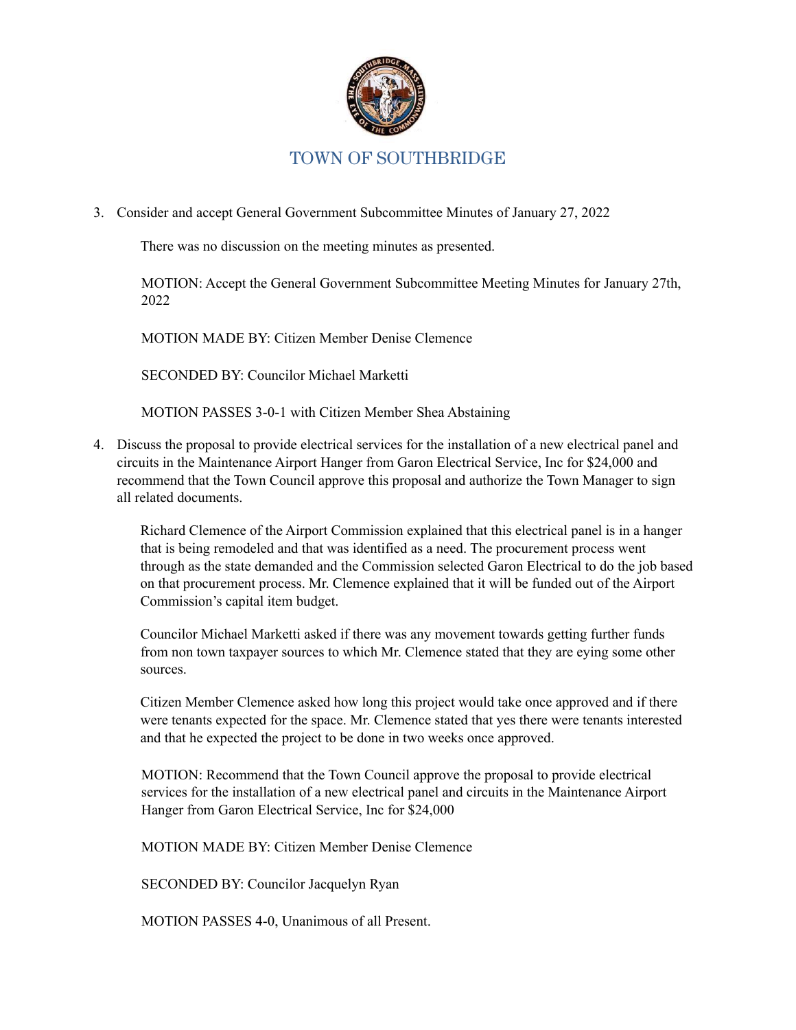TOWN OF SOUTHBRIDGE

3. Consider and accept General Government Subcommittee Minutes of January 27, 2022

   There was no discussion on the meeting minutes as presented.

   MOTION: Accept the General Government Subcommittee Meeting Minutes for January 27th, 2022

   MOTION MADE BY: Citizen Member Denise Clemence

   SECONDED BY: Councilor Michael Marketti

   MOTION PASSES 3-0-1 with Citizen Member Shea Abstaining

4. Discuss the proposal to provide electrical services for the installation of a new electrical panel and circuits in the Maintenance Airport Hanger from Garon Electrical Service, Inc for $24,000 and recommend that the Town Council approve this proposal and authorize the Town Manager to sign all related documents.

   Richard Clemence of the Airport Commission explained that this electrical panel is in a hanger that is being remodeled and that was identified as a need. The procurement process went through as the state demanded and the Commission selected Garon Electrical to do the job based on that procurement process. Mr. Clemence explained that it will be funded out of the Airport Commission's capital item budget.

   Councilor Michael Marketti asked if there was any movement towards getting further funds from non town taxpayer sources to which Mr. Clemence stated that they are eying some other sources.

   Citizen Member Clemence asked how long this project would take once approved and if there were tenants expected for the space. Mr. Clemence stated that yes there were tenants interested and that he expected the project to be done in two weeks once approved.

   MOTION: Recommend that the Town Council approve the proposal to provide electrical services for the installation of a new electrical panel and circuits in the Maintenance Airport Hanger from Garon Electrical Service, Inc for $24,000

   MOTION MADE BY: Citizen Member Denise Clemence

   SECONDED BY: Councilor Jacquelyn Ryan

   MOTION PASSES 4-0, Unanimous of all Present.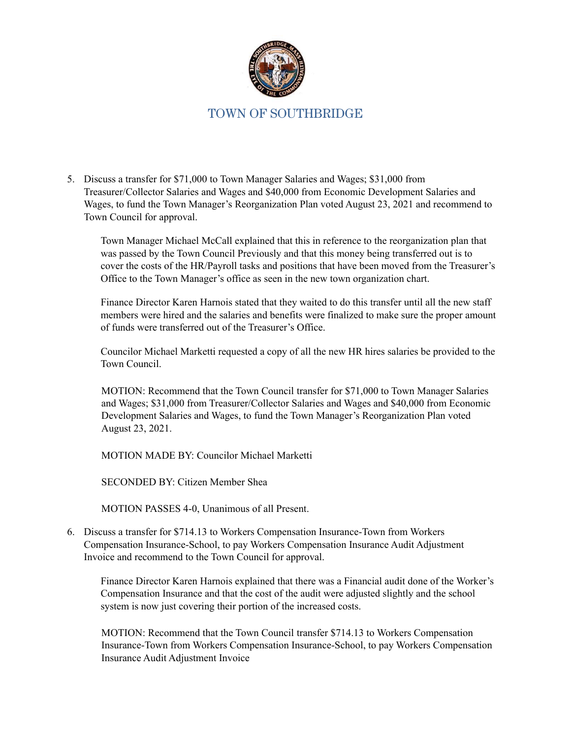# TOWN OF SOUTHBRIDGE

5. Discuss a transfer for $71,000 to Town Manager Salaries and Wages; $31,000 from Treasurer/Collector Salaries and Wages and $40,000 from Economic Development Salaries and Wages, to fund the Town Manager's Reorganization Plan voted August 23, 2021 and recommend to Town Council for approval.

   Town Manager Michael McCall explained that this in reference to the reorganization plan that was passed by the Town Council Previously and that this money being transferred out is to cover the costs of the HR/Payroll tasks and positions that have been moved from the Treasurer's Office to the Town Manager's office as seen in the new town organization chart.

   Finance Director Karen Harnois stated that they waited to do this transfer until all the new staff members were hired and the salaries and benefits were finalized to make sure the proper amount of funds were transferred out of the Treasurer's Office.

   Councilor Michael Marketti requested a copy of all the new HR hires salaries be provided to the Town Council.

   MOTION: Recommend that the Town Council transfer for $71,000 to Town Manager Salaries and Wages; $31,000 from Treasurer/Collector Salaries and Wages and $40,000 from Economic Development Salaries and Wages, to fund the Town Manager's Reorganization Plan voted August 23, 2021.

   MOTION MADE BY: Councilor Michael Marketti

   SECONDED BY: Citizen Member Shea

   MOTION PASSES 4-0, Unanimous of all Present.

6. Discuss a transfer for $714.13 to Workers Compensation Insurance-Town from Workers Compensation Insurance-School, to pay Workers Compensation Insurance Audit Adjustment Invoice and recommend to the Town Council for approval.

   Finance Director Karen Harnois explained that there was a Financial audit done of the Worker's Compensation Insurance and that the cost of the audit were adjusted slightly and the school system is now just covering their portion of the increased costs.

   MOTION: Recommend that the Town Council transfer $714.13 to Workers Compensation Insurance-Town from Workers Compensation Insurance-School, to pay Workers Compensation Insurance Audit Adjustment Invoice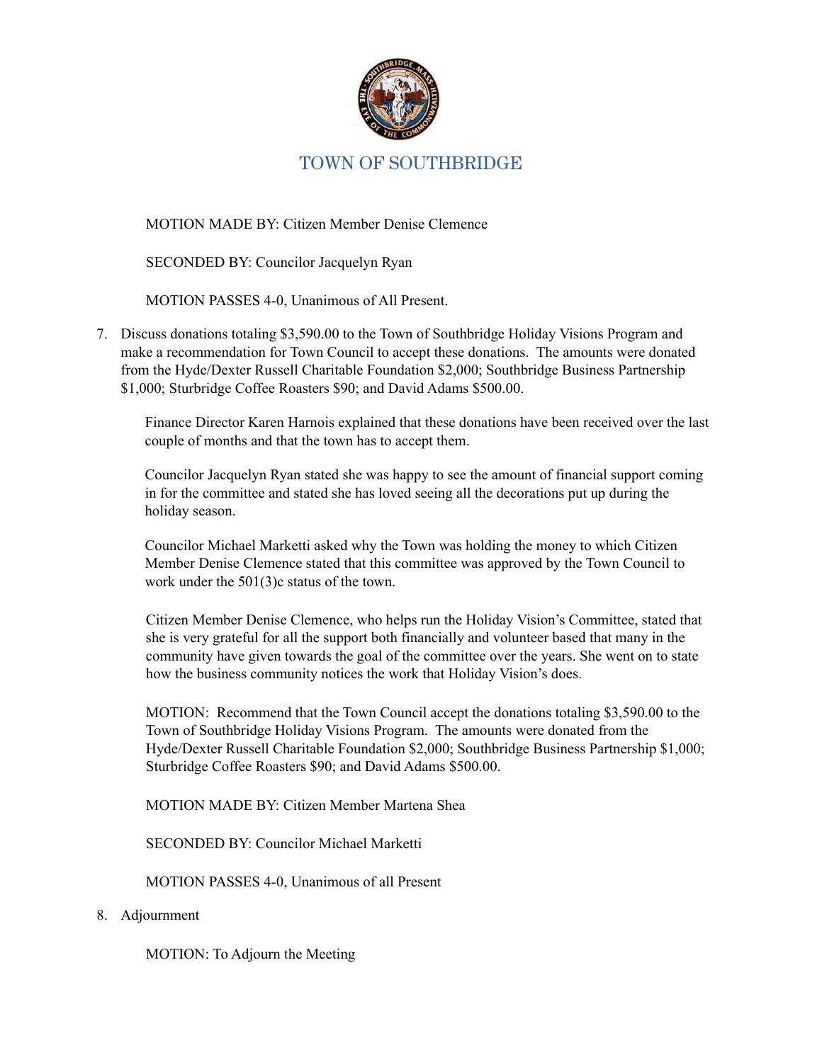# TOWN OF SOUTHBRIDGE

MOTION MADE BY: Citizen Member Denise Clemence

SECONDED BY: Councilor Jacquelyn Ryan

MOTION PASSES 4-0, Unanimous of All Present.

7. Discuss donations totaling $3,590.00 to the Town of Southbridge Holiday Visions Program and make a recommendation for Town Council to accept these donations. The amounts were donated from the Hyde/Dexter Russell Charitable Foundation $2,000; Southbridge Business Partnership $1,000; Sturbridge Coffee Roasters $90; and David Adams $500.00.

   Finance Director Karen Harnois explained that these donations have been received over the last couple of months and that the town has to accept them.

   Councilor Jacquelyn Ryan stated she was happy to see the amount of financial support coming in for the committee and stated she has loved seeing all the decorations put up during the holiday season.

   Councilor Michael Marketti asked why the Town was holding the money to which Citizen Member Denise Clemence stated that this committee was approved by the Town Council to work under the 501(3)c status of the town.

   Citizen Member Denise Clemence, who helps run the Holiday Vision's Committee, stated that she is very grateful for all the support both financially and volunteer based that many in the community have given towards the goal of the committee over the years. She went on to state how the business community notices the work that Holiday Vision's does.

   MOTION: Recommend that the Town Council accept the donations totaling $3,590.00 to the Town of Southbridge Holiday Visions Program. The amounts were donated from the Hyde/Dexter Russell Charitable Foundation $2,000; Southbridge Business Partnership $1,000; Sturbridge Coffee Roasters $90; and David Adams $500.00.

   MOTION MADE BY: Citizen Member Martena Shea

   SECONDED BY: Councilor Michael Marketti

   MOTION PASSES 4-0, Unanimous of all Present

8. Adjournment

   MOTION: To Adjourn the Meeting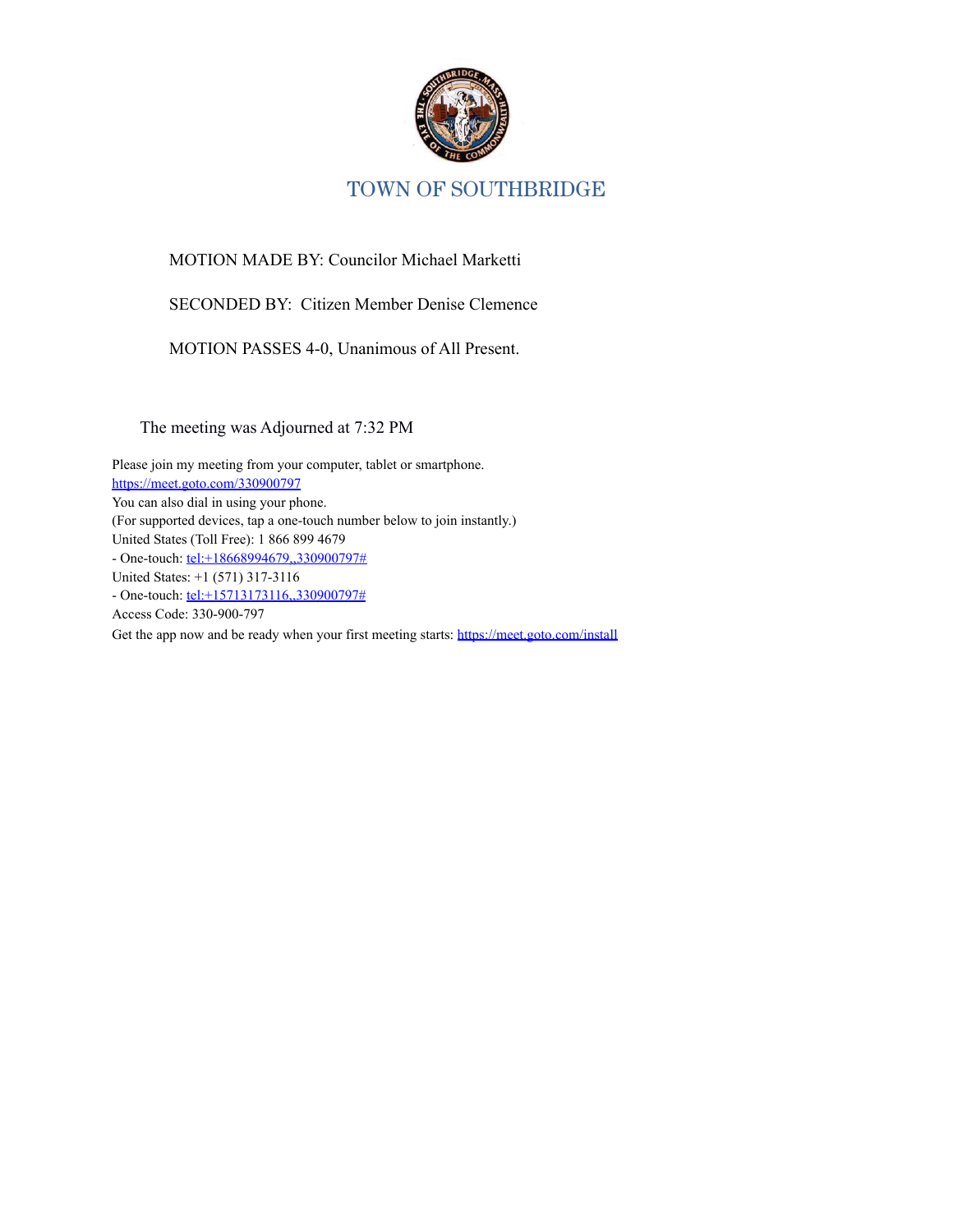TOWN OF SOUTHBRIDGE

MOTION MADE BY: Councilor Michael Marketti

SECONDED BY: Citizen Member Denise Clemence

MOTION PASSES 4-0, Unanimous of All Present.

The meeting was Adjourned at 7:32 PM

Please join my meeting from your computer, tablet or smartphone.
https://meet.goto.com/330900797
You can also dial in using your phone.
(For supported devices, tap a one-touch number below to join instantly.)
United States (Toll Free): 1 866 899 4679
- One-touch: tel:+18668994679,,330900797#
United States: +1 (571) 317-3116
- One-touch: tel:+15713173116,,330900797#
Access Code: 330-900-797
Get the app now and be ready when your first meeting starts: https://meet.goto.com/install